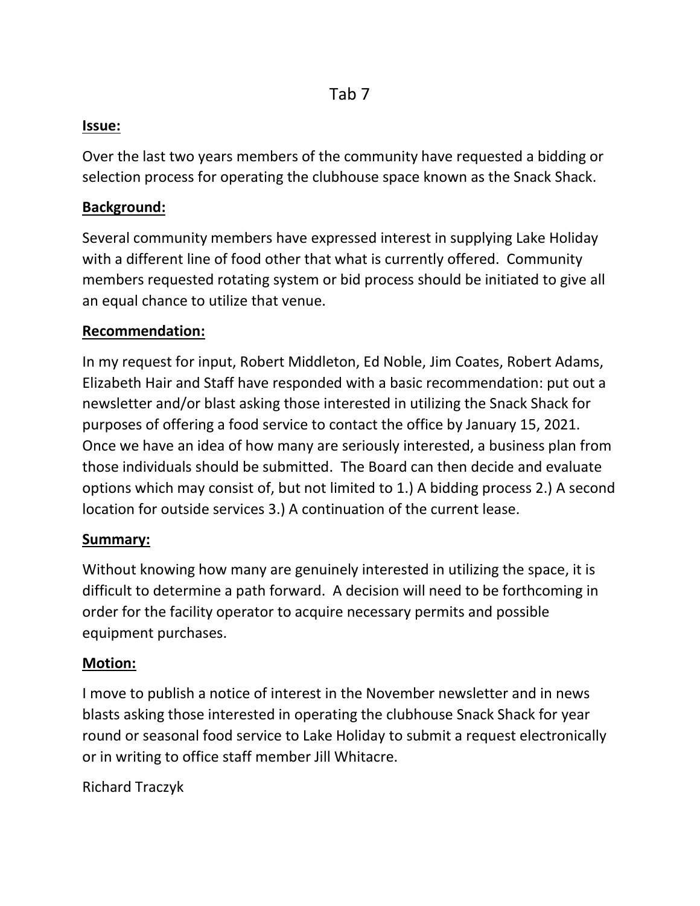# Tab 7

**Issue:**

Over the last two years members of the community have requested a bidding or selection process for operating the clubhouse space known as the Snack Shack.

**Background:**

Several community members have expressed interest in supplying Lake Holiday with a different line of food other that what is currently offered. Community members requested rotating system or bid process should be initiated to give all an equal chance to utilize that venue.

**Recommendation:**

In my request for input, Robert Middleton, Ed Noble, Jim Coates, Robert Adams, Elizabeth Hair and Staff have responded with a basic recommendation: put out a newsletter and/or blast asking those interested in utilizing the Snack Shack for purposes of offering a food service to contact the office by January 15, 2021. Once we have an idea of how many are seriously interested, a business plan from those individuals should be submitted. The Board can then decide and evaluate options which may consist of, but not limited to 1.) A bidding process 2.) A second location for outside services 3.) A continuation of the current lease.

**Summary:**

Without knowing how many are genuinely interested in utilizing the space, it is difficult to determine a path forward. A decision will need to be forthcoming in order for the facility operator to acquire necessary permits and possible equipment purchases.

**Motion:**

I move to publish a notice of interest in the November newsletter and in news blasts asking those interested in operating the clubhouse Snack Shack for year round or seasonal food service to Lake Holiday to submit a request electronically or in writing to office staff member Jill Whitacre.

Richard Traczyk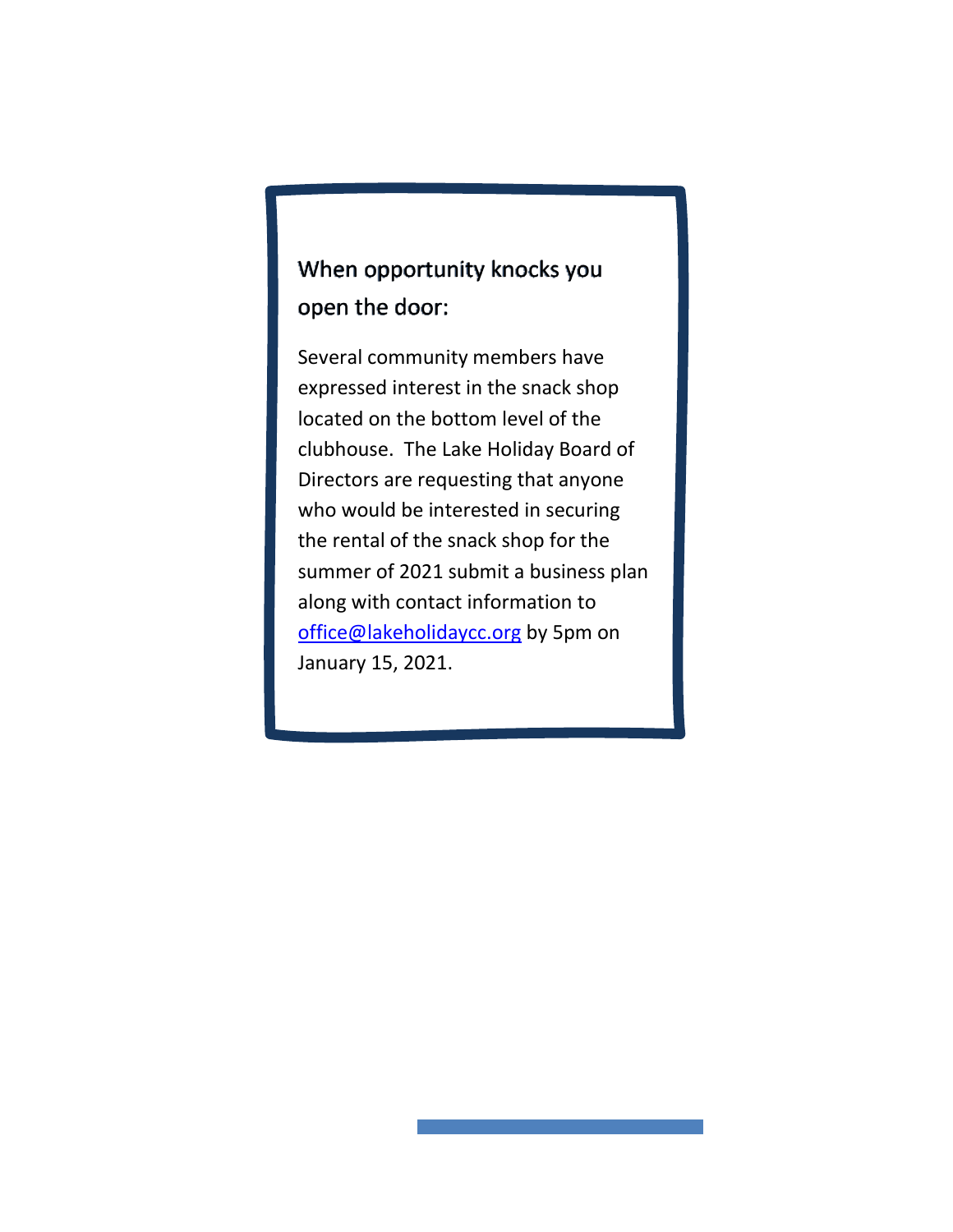## When opportunity knocks you open the door:

Several community members have expressed interest in the snack shop located on the bottom level of the clubhouse. The Lake Holiday Board of Directors are requesting that anyone who would be interested in securing the rental of the snack shop for the summer of 2021 submit a business plan along with contact information to office@lakeholidaycc.org by 5pm on January 15, 2021.